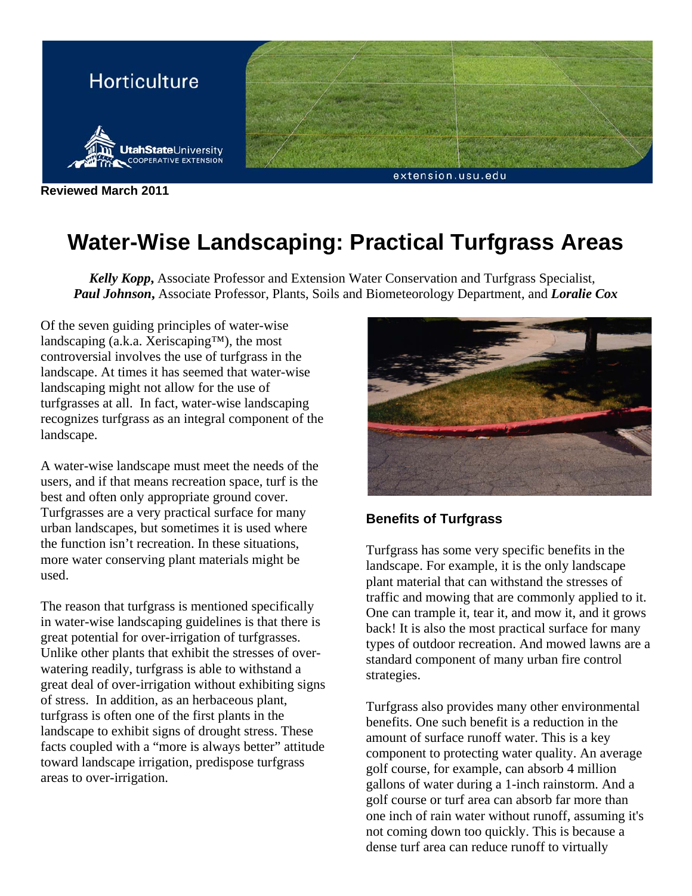# Horticulture

Utah State University Cooperative Extension

extension.usu.edu

**Reviewed March 2011**

# Water-Wise Landscaping: Practical Turfgrass Areas

***Kelly Kopp,*** Associate Professor and Extension Water Conservation and Turfgrass Specialist, ***Paul Johnson,*** Associate Professor, Plants, Soils and Biometeorology Department, and ***Loralie Cox***

Of the seven guiding principles of water-wise landscaping (a.k.a. Xeriscaping™), the most controversial involves the use of turfgrass in the landscape. At times it has seemed that water-wise landscaping might not allow for the use of turfgrasses at all. In fact, water-wise landscaping recognizes turfgrass as an integral component of the landscape.

A water-wise landscape must meet the needs of the users, and if that means recreation space, turf is the best and often only appropriate ground cover. Turfgrasses are a very practical surface for many urban landscapes, but sometimes it is used where the function isn't recreation. In these situations, more water conserving plant materials might be used.

The reason that turfgrass is mentioned specifically in water-wise landscaping guidelines is that there is great potential for over-irrigation of turfgrasses. Unlike other plants that exhibit the stresses of over-watering readily, turfgrass is able to withstand a great deal of over-irrigation without exhibiting signs of stress. In addition, as an herbaceous plant, turfgrass is often one of the first plants in the landscape to exhibit signs of drought stress. These facts coupled with a "more is always better" attitude toward landscape irrigation, predispose turfgrass areas to over-irrigation.

### Benefits of Turfgrass

Turfgrass has some very specific benefits in the landscape. For example, it is the only landscape plant material that can withstand the stresses of traffic and mowing that are commonly applied to it. One can trample it, tear it, and mow it, and it grows back! It is also the most practical surface for many types of outdoor recreation. And mowed lawns are a standard component of many urban fire control strategies.

Turfgrass also provides many other environmental benefits. One such benefit is a reduction in the amount of surface runoff water. This is a key component to protecting water quality. An average golf course, for example, can absorb 4 million gallons of water during a 1-inch rainstorm. And a golf course or turf area can absorb far more than one inch of rain water without runoff, assuming it's not coming down too quickly. This is because a dense turf area can reduce runoff to virtually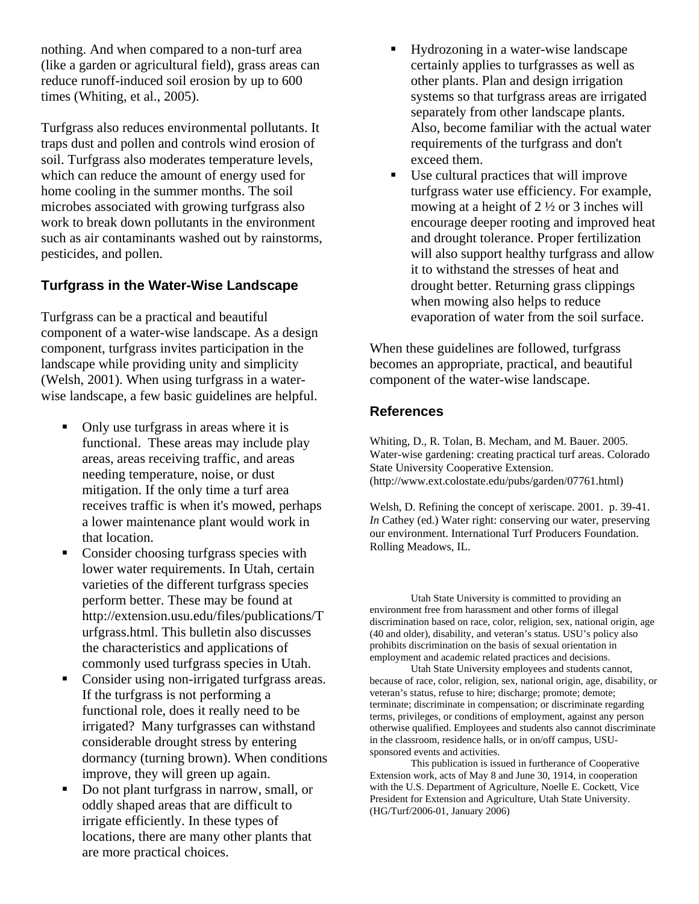nothing. And when compared to a non-turf area (like a garden or agricultural field), grass areas can reduce runoff-induced soil erosion by up to 600 times (Whiting, et al., 2005).

Turfgrass also reduces environmental pollutants. It traps dust and pollen and controls wind erosion of soil. Turfgrass also moderates temperature levels, which can reduce the amount of energy used for home cooling in the summer months. The soil microbes associated with growing turfgrass also work to break down pollutants in the environment such as air contaminants washed out by rainstorms, pesticides, and pollen.

### Turfgrass in the Water-Wise Landscape

Turfgrass can be a practical and beautiful component of a water-wise landscape. As a design component, turfgrass invites participation in the landscape while providing unity and simplicity (Welsh, 2001). When using turfgrass in a water-wise landscape, a few basic guidelines are helpful.

- Only use turfgrass in areas where it is functional. These areas may include play areas, areas receiving traffic, and areas needing temperature, noise, or dust mitigation. If the only time a turf area receives traffic is when it's mowed, perhaps a lower maintenance plant would work in that location.
- Consider choosing turfgrass species with lower water requirements. In Utah, certain varieties of the different turfgrass species perform better. These may be found at http://extension.usu.edu/files/publications/Turfgrass.html. This bulletin also discusses the characteristics and applications of commonly used turfgrass species in Utah.
- Consider using non-irrigated turfgrass areas. If the turfgrass is not performing a functional role, does it really need to be irrigated? Many turfgrasses can withstand considerable drought stress by entering dormancy (turning brown). When conditions improve, they will green up again.
- Do not plant turfgrass in narrow, small, or oddly shaped areas that are difficult to irrigate efficiently. In these types of locations, there are many other plants that are more practical choices.
- Hydrozoning in a water-wise landscape certainly applies to turfgrasses as well as other plants. Plan and design irrigation systems so that turfgrass areas are irrigated separately from other landscape plants. Also, become familiar with the actual water requirements of the turfgrass and don't exceed them.
- Use cultural practices that will improve turfgrass water use efficiency. For example, mowing at a height of 2 ½ or 3 inches will encourage deeper rooting and improved heat and drought tolerance. Proper fertilization will also support healthy turfgrass and allow it to withstand the stresses of heat and drought better. Returning grass clippings when mowing also helps to reduce evaporation of water from the soil surface.

When these guidelines are followed, turfgrass becomes an appropriate, practical, and beautiful component of the water-wise landscape.

### References

Whiting, D., R. Tolan, B. Mecham, and M. Bauer. 2005. Water-wise gardening: creating practical turf areas. Colorado State University Cooperative Extension. (http://www.ext.colostate.edu/pubs/garden/07761.html)

Welsh, D. Refining the concept of xeriscape. 2001. p. 39-41. *In* Cathey (ed.) Water right: conserving our water, preserving our environment. International Turf Producers Foundation. Rolling Meadows, IL.

Utah State University is committed to providing an environment free from harassment and other forms of illegal discrimination based on race, color, religion, sex, national origin, age (40 and older), disability, and veteran's status. USU's policy also prohibits discrimination on the basis of sexual orientation in employment and academic related practices and decisions.

Utah State University employees and students cannot, because of race, color, religion, sex, national origin, age, disability, or veteran's status, refuse to hire; discharge; promote; demote; terminate; discriminate in compensation; or discriminate regarding terms, privileges, or conditions of employment, against any person otherwise qualified. Employees and students also cannot discriminate in the classroom, residence halls, or in on/off campus, USU-sponsored events and activities.

This publication is issued in furtherance of Cooperative Extension work, acts of May 8 and June 30, 1914, in cooperation with the U.S. Department of Agriculture, Noelle E. Cockett, Vice President for Extension and Agriculture, Utah State University. (HG/Turf/2006-01, January 2006)